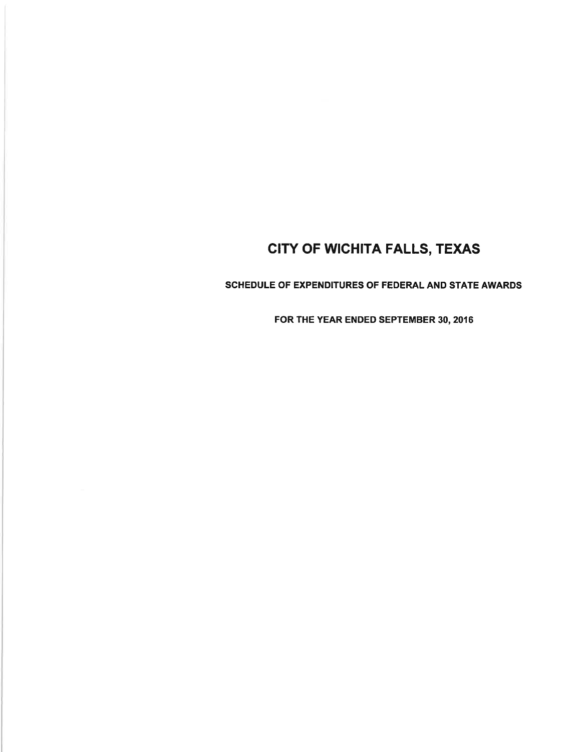# CITY OF WICHITA FALLS, TEXAS

## SCHEDULE OF EXPENDITURES OF FEDERAL AND STATE AWARDS

### FOR THE YEAR ENDED SEPTEMBER 30, 2016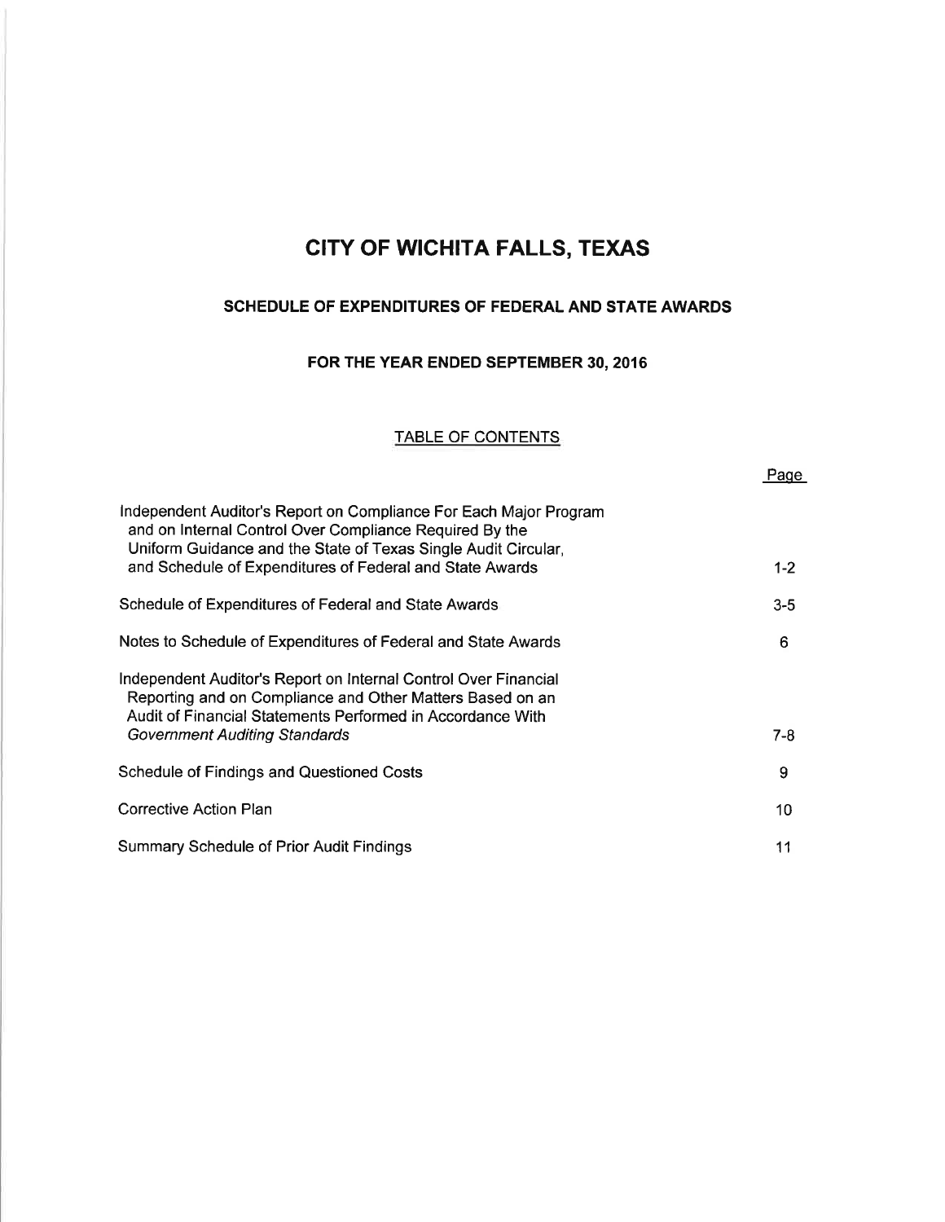# CITY OF WICHITA FALLS, TEXAS

## SCHEDULE OF EXPENDITURES OF FEDERAL AND STATE AWARDS

### FOR THE YEAR ENDED SEPTEMBER 30, 2016

TABLE OF CONTENTS

| | Page |
|---|---|
| Independent Auditor's Report on Compliance For Each Major Program and on Internal Control Over Compliance Required By the Uniform Guidance and the State of Texas Single Audit Circular, and Schedule of Expenditures of Federal and State Awards | 1-2 |
| Schedule of Expenditures of Federal and State Awards | 3-5 |
| Notes to Schedule of Expenditures of Federal and State Awards | 6 |
| Independent Auditor's Report on Internal Control Over Financial Reporting and on Compliance and Other Matters Based on an Audit of Financial Statements Performed in Accordance With *Government Auditing Standards* | 7-8 |
| Schedule of Findings and Questioned Costs | 9 |
| Corrective Action Plan | 10 |
| Summary Schedule of Prior Audit Findings | 11 |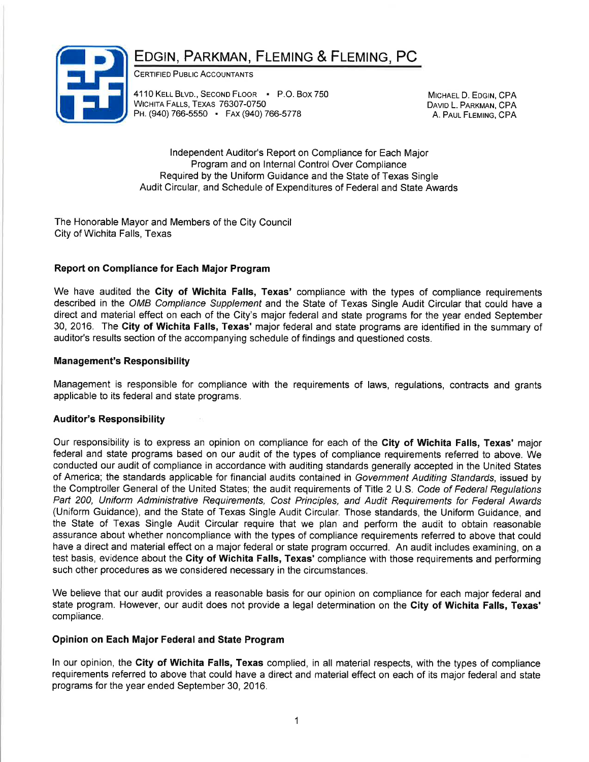# EDGIN, PARKMAN, FLEMING & FLEMING, PC

CERTIFIED PUBLIC ACCOUNTANTS

4110 KELL BLVD., SECOND FLOOR • P.O. BOX 750
WICHITA FALLS, TEXAS 76307-0750
PH. (940) 766-5550 • FAX (940) 766-5778

MICHAEL D. EDGIN, CPA
DAVID L. PARKMAN, CPA
A. PAUL FLEMING, CPA

Independent Auditor's Report on Compliance for Each Major Program and on Internal Control Over Compliance Required by the Uniform Guidance and the State of Texas Single Audit Circular, and Schedule of Expenditures of Federal and State Awards

The Honorable Mayor and Members of the City Council
City of Wichita Falls, Texas

**Report on Compliance for Each Major Program**

We have audited the **City of Wichita Falls, Texas'** compliance with the types of compliance requirements described in the *OMB Compliance Supplement* and the State of Texas Single Audit Circular that could have a direct and material effect on each of the City's major federal and state programs for the year ended September 30, 2016. The **City of Wichita Falls, Texas'** major federal and state programs are identified in the summary of auditor's results section of the accompanying schedule of findings and questioned costs.

**Management's Responsibility**

Management is responsible for compliance with the requirements of laws, regulations, contracts and grants applicable to its federal and state programs.

**Auditor's Responsibility**

Our responsibility is to express an opinion on compliance for each of the **City of Wichita Falls, Texas'** major federal and state programs based on our audit of the types of compliance requirements referred to above. We conducted our audit of compliance in accordance with auditing standards generally accepted in the United States of America; the standards applicable for financial audits contained in *Government Auditing Standards*, issued by the Comptroller General of the United States; the audit requirements of Title 2 U.S. *Code of Federal Regulations Part 200, Uniform Administrative Requirements, Cost Principles, and Audit Requirements for Federal Awards* (Uniform Guidance), and the State of Texas Single Audit Circular. Those standards, the Uniform Guidance, and the State of Texas Single Audit Circular require that we plan and perform the audit to obtain reasonable assurance about whether noncompliance with the types of compliance requirements referred to above that could have a direct and material effect on a major federal or state program occurred. An audit includes examining, on a test basis, evidence about the **City of Wichita Falls, Texas'** compliance with those requirements and performing such other procedures as we considered necessary in the circumstances.

We believe that our audit provides a reasonable basis for our opinion on compliance for each major federal and state program. However, our audit does not provide a legal determination on the **City of Wichita Falls, Texas'** compliance.

**Opinion on Each Major Federal and State Program**

In our opinion, the **City of Wichita Falls, Texas** complied, in all material respects, with the types of compliance requirements referred to above that could have a direct and material effect on each of its major federal and state programs for the year ended September 30, 2016.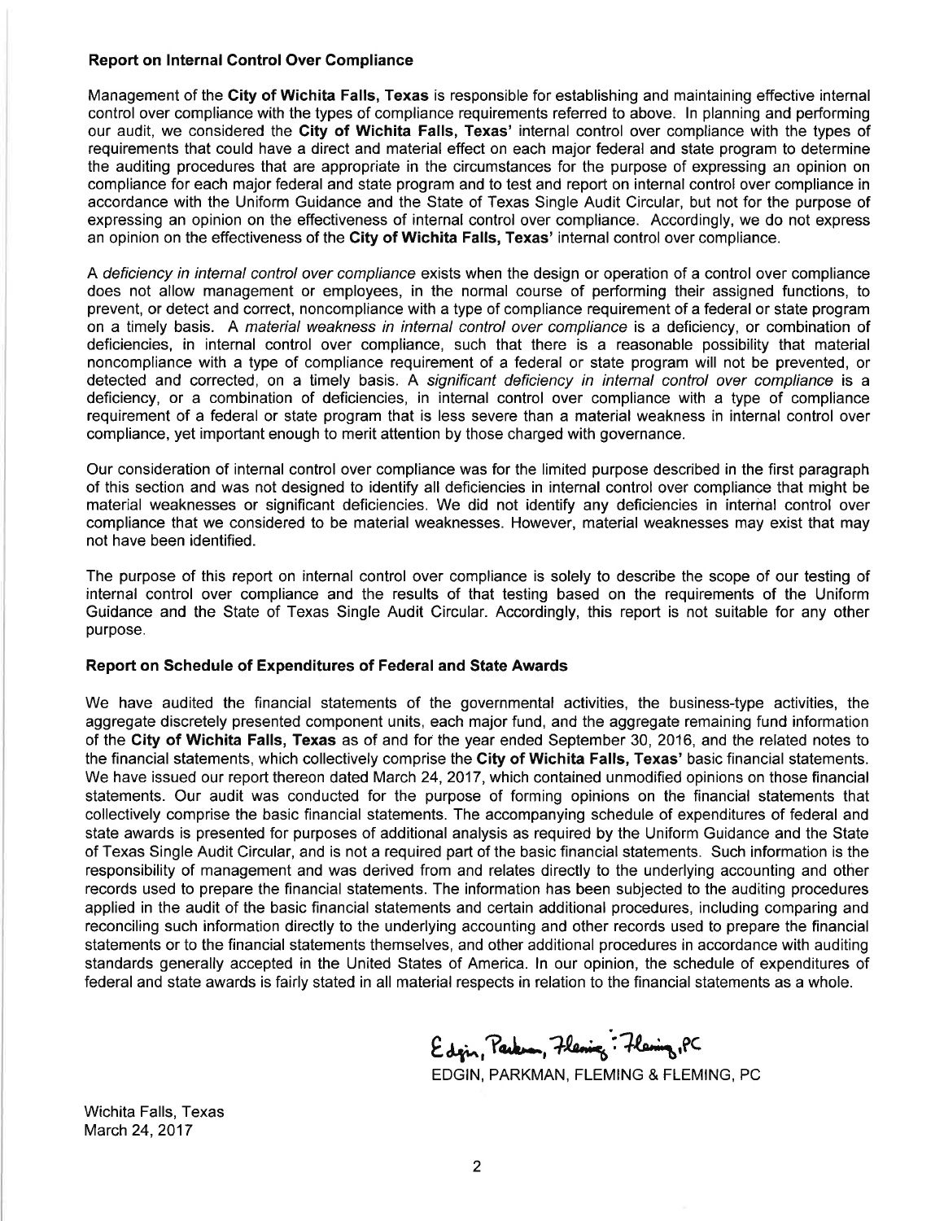#### Report on Internal Control Over Compliance

Management of the **City of Wichita Falls, Texas** is responsible for establishing and maintaining effective internal control over compliance with the types of compliance requirements referred to above. In planning and performing our audit, we considered the **City of Wichita Falls, Texas'** internal control over compliance with the types of requirements that could have a direct and material effect on each major federal and state program to determine the auditing procedures that are appropriate in the circumstances for the purpose of expressing an opinion on compliance for each major federal and state program and to test and report on internal control over compliance in accordance with the Uniform Guidance and the State of Texas Single Audit Circular, but not for the purpose of expressing an opinion on the effectiveness of internal control over compliance. Accordingly, we do not express an opinion on the effectiveness of the **City of Wichita Falls, Texas'** internal control over compliance.

A *deficiency in internal control over compliance* exists when the design or operation of a control over compliance does not allow management or employees, in the normal course of performing their assigned functions, to prevent, or detect and correct, noncompliance with a type of compliance requirement of a federal or state program on a timely basis. A *material weakness in internal control over compliance* is a deficiency, or combination of deficiencies, in internal control over compliance, such that there is a reasonable possibility that material noncompliance with a type of compliance requirement of a federal or state program will not be prevented, or detected and corrected, on a timely basis. A *significant deficiency in internal control over compliance* is a deficiency, or a combination of deficiencies, in internal control over compliance with a type of compliance requirement of a federal or state program that is less severe than a material weakness in internal control over compliance, yet important enough to merit attention by those charged with governance.

Our consideration of internal control over compliance was for the limited purpose described in the first paragraph of this section and was not designed to identify all deficiencies in internal control over compliance that might be material weaknesses or significant deficiencies. We did not identify any deficiencies in internal control over compliance that we considered to be material weaknesses. However, material weaknesses may exist that may not have been identified.

The purpose of this report on internal control over compliance is solely to describe the scope of our testing of internal control over compliance and the results of that testing based on the requirements of the Uniform Guidance and the State of Texas Single Audit Circular. Accordingly, this report is not suitable for any other purpose.

#### Report on Schedule of Expenditures of Federal and State Awards

We have audited the financial statements of the governmental activities, the business-type activities, the aggregate discretely presented component units, each major fund, and the aggregate remaining fund information of the **City of Wichita Falls, Texas** as of and for the year ended September 30, 2016, and the related notes to the financial statements, which collectively comprise the **City of Wichita Falls, Texas'** basic financial statements. We have issued our report thereon dated March 24, 2017, which contained unmodified opinions on those financial statements. Our audit was conducted for the purpose of forming opinions on the financial statements that collectively comprise the basic financial statements. The accompanying schedule of expenditures of federal and state awards is presented for purposes of additional analysis as required by the Uniform Guidance and the State of Texas Single Audit Circular, and is not a required part of the basic financial statements. Such information is the responsibility of management and was derived from and relates directly to the underlying accounting and other records used to prepare the financial statements. The information has been subjected to the auditing procedures applied in the audit of the basic financial statements and certain additional procedures, including comparing and reconciling such information directly to the underlying accounting and other records used to prepare the financial statements or to the financial statements themselves, and other additional procedures in accordance with auditing standards generally accepted in the United States of America. In our opinion, the schedule of expenditures of federal and state awards is fairly stated in all material respects in relation to the financial statements as a whole.

Edgin, Parkman, Fleming & Fleming, PC

EDGIN, PARKMAN, FLEMING & FLEMING, PC

Wichita Falls, Texas
March 24, 2017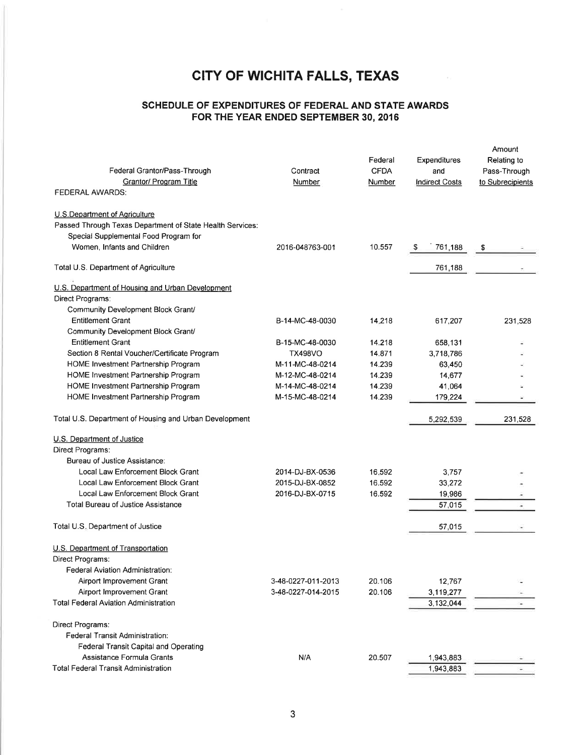# CITY OF WICHITA FALLS, TEXAS

## SCHEDULE OF EXPENDITURES OF FEDERAL AND STATE AWARDS FOR THE YEAR ENDED SEPTEMBER 30, 2016

| Federal Grantor/Pass-Through Grantor/ Program Title | Contract Number | Federal CFDA Number | Expenditures and Indirect Costs | Amount Relating to Pass-Through to Subrecipients |
|---|---|---|---|---|
| FEDERAL AWARDS: | | | | |
| U.S.Department of Agriculture | | | | |
| Passed Through Texas Department of State Health Services: | | | | |
| Special Supplemental Food Program for Women, Infants and Children | 2016-048763-001 | 10.557 | $ 761,188 | $ - |
| Total U.S. Department of Agriculture | | | 761,188 | - |
| U.S. Department of Housing and Urban Development | | | | |
| Direct Programs: | | | | |
| Community Development Block Grant/ Entitlement Grant | B-14-MC-48-0030 | 14.218 | 617,207 | 231,528 |
| Community Development Block Grant/ Entitlement Grant | B-15-MC-48-0030 | 14.218 | 658,131 | - |
| Section 8 Rental Voucher/Certificate Program | TX498VO | 14.871 | 3,718,786 | - |
| HOME Investment Partnership Program | M-11-MC-48-0214 | 14.239 | 63,450 | - |
| HOME Investment Partnership Program | M-12-MC-48-0214 | 14.239 | 14,677 | - |
| HOME Investment Partnership Program | M-14-MC-48-0214 | 14.239 | 41,064 | - |
| HOME Investment Partnership Program | M-15-MC-48-0214 | 14.239 | 179,224 | - |
| Total U.S. Department of Housing and Urban Development | | | 5,292,539 | 231,528 |
| U.S. Department of Justice | | | | |
| Direct Programs: | | | | |
| Bureau of Justice Assistance: | | | | |
| Local Law Enforcement Block Grant | 2014-DJ-BX-0536 | 16.592 | 3,757 | - |
| Local Law Enforcement Block Grant | 2015-DJ-BX-0852 | 16.592 | 33,272 | - |
| Local Law Enforcement Block Grant | 2016-DJ-BX-0715 | 16.592 | 19,986 | - |
| Total Bureau of Justice Assistance | | | 57,015 | - |
| Total U.S. Department of Justice | | | 57,015 | - |
| U.S. Department of Transportation | | | | |
| Direct Programs: | | | | |
| Federal Aviation Administration: | | | | |
| Airport Improvement Grant | 3-48-0227-011-2013 | 20.106 | 12,767 | - |
| Airport Improvement Grant | 3-48-0227-014-2015 | 20.106 | 3,119,277 | - |
| Total Federal Aviation Administration | | | 3,132,044 | - |
| Direct Programs: | | | | |
| Federal Transit Administration: | | | | |
| Federal Transit Capital and Operating Assistance Formula Grants | N/A | 20.507 | 1,943,883 | - |
| Total Federal Transit Administration | | | 1,943,883 | - |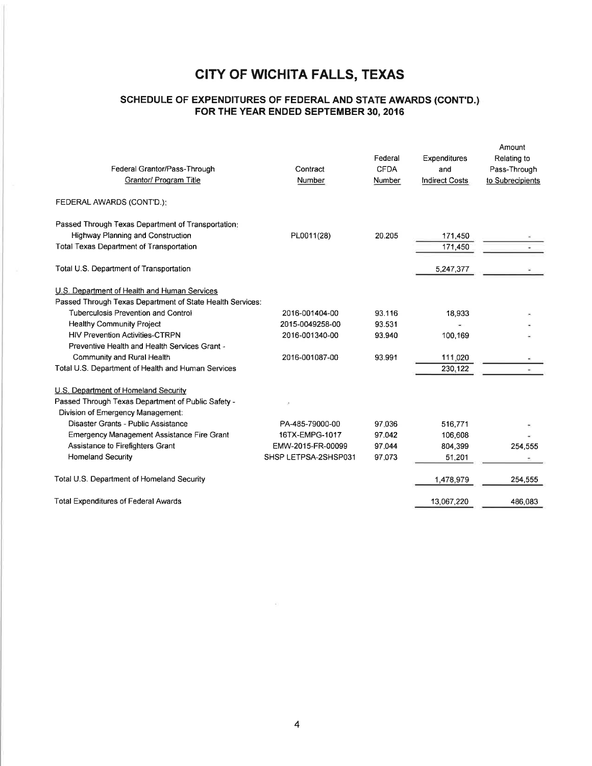# CITY OF WICHITA FALLS, TEXAS

## SCHEDULE OF EXPENDITURES OF FEDERAL AND STATE AWARDS (CONT'D.)
## FOR THE YEAR ENDED SEPTEMBER 30, 2016

| Federal Grantor/Pass-Through Grantor/ Program Title | Contract Number | Federal CFDA Number | Expenditures and Indirect Costs | Amount Relating to Pass-Through to Subrecipients |
|---|---|---|---|---|
| FEDERAL AWARDS (CONT'D.): | | | | |
| Passed Through Texas Department of Transportation: | | | | |
| Highway Planning and Construction | PL0011(28) | 20.205 | 171,450 | - |
| Total Texas Department of Transportation | | | 171,450 | - |
| Total U.S. Department of Transportation | | | 5,247,377 | - |
| U.S. Department of Health and Human Services | | | | |
| Passed Through Texas Department of State Health Services: | | | | |
| Tuberculosis Prevention and Control | 2016-001404-00 | 93.116 | 18,933 | - |
| Healthy Community Project | 2015-0049258-00 | 93.531 | - | - |
| HIV Prevention Activities-CTRPN | 2016-001340-00 | 93.940 | 100,169 | - |
| Preventive Health and Health Services Grant - Community and Rural Health | 2016-001087-00 | 93.991 | 111,020 | - |
| Total U.S. Department of Health and Human Services | | | 230,122 | - |
| U.S. Department of Homeland Security | | | | |
| Passed Through Texas Department of Public Safety - Division of Emergency Management: | | | | |
| Disaster Grants - Public Assistance | PA-485-79000-00 | 97.036 | 516,771 | - |
| Emergency Management Assistance Fire Grant | 16TX-EMPG-1017 | 97.042 | 106,608 | - |
| Assistance to Firefighters Grant | EMW-2015-FR-00099 | 97.044 | 804,399 | 254,555 |
| Homeland Security | SHSP LETPSA-2SHSP031 | 97.073 | 51,201 | - |
| Total U.S. Department of Homeland Security | | | 1,478,979 | 254,555 |
| Total Expenditures of Federal Awards | | | 13,067,220 | 486,083 |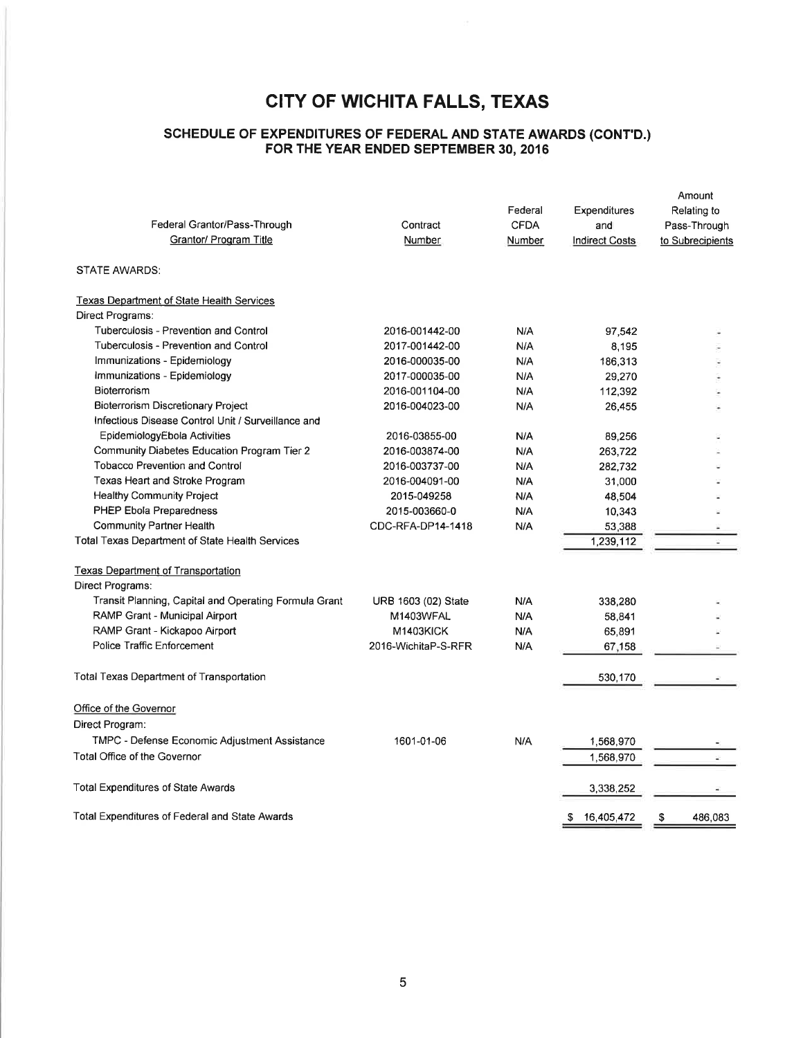# CITY OF WICHITA FALLS, TEXAS

## SCHEDULE OF EXPENDITURES OF FEDERAL AND STATE AWARDS (CONT'D.)
## FOR THE YEAR ENDED SEPTEMBER 30, 2016

| Federal Grantor/Pass-Through Grantor/ Program Title | Contract Number | Federal CFDA Number | Expenditures and Indirect Costs | Amount Relating to Pass-Through to Subrecipients |
|---|---|---|---|---|
| STATE AWARDS: | | | | |
| Texas Department of State Health Services | | | | |
| Direct Programs: | | | | |
| Tuberculosis - Prevention and Control | 2016-001442-00 | N/A | 97,542 | - |
| Tuberculosis - Prevention and Control | 2017-001442-00 | N/A | 8,195 | - |
| Immunizations - Epidemiology | 2016-000035-00 | N/A | 186,313 | - |
| Immunizations - Epidemiology | 2017-000035-00 | N/A | 29,270 | - |
| Bioterrorism | 2016-001104-00 | N/A | 112,392 | - |
| Bioterrorism Discretionary Project | 2016-004023-00 | N/A | 26,455 | - |
| Infectious Disease Control Unit / Surveillance and EpidemiologyEbola Activities | 2016-03855-00 | N/A | 89,256 | - |
| Community Diabetes Education Program Tier 2 | 2016-003874-00 | N/A | 263,722 | - |
| Tobacco Prevention and Control | 2016-003737-00 | N/A | 282,732 | - |
| Texas Heart and Stroke Program | 2016-004091-00 | N/A | 31,000 | - |
| Healthy Community Project | 2015-049258 | N/A | 48,504 | - |
| PHEP Ebola Preparedness | 2015-003660-0 | N/A | 10,343 | - |
| Community Partner Health | CDC-RFA-DP14-1418 | N/A | 53,388 | - |
| Total Texas Department of State Health Services | | | 1,239,112 | - |
| Texas Department of Transportation | | | | |
| Direct Programs: | | | | |
| Transit Planning, Capital and Operating Formula Grant | URB 1603 (02) State | N/A | 338,280 | - |
| RAMP Grant - Municipal Airport | M1403WFAL | N/A | 58,841 | - |
| RAMP Grant - Kickapoo Airport | M1403KICK | N/A | 65,891 | - |
| Police Traffic Enforcement | 2016-WichitaP-S-RFR | N/A | 67,158 | - |
| Total Texas Department of Transportation | | | 530,170 | - |
| Office of the Governor | | | | |
| Direct Program: | | | | |
| TMPC - Defense Economic Adjustment Assistance | 1601-01-06 | N/A | 1,568,970 | - |
| Total Office of the Governor | | | 1,568,970 | - |
| Total Expenditures of State Awards | | | 3,338,252 | - |
| Total Expenditures of Federal and State Awards | | | $ 16,405,472 | $ 486,083 |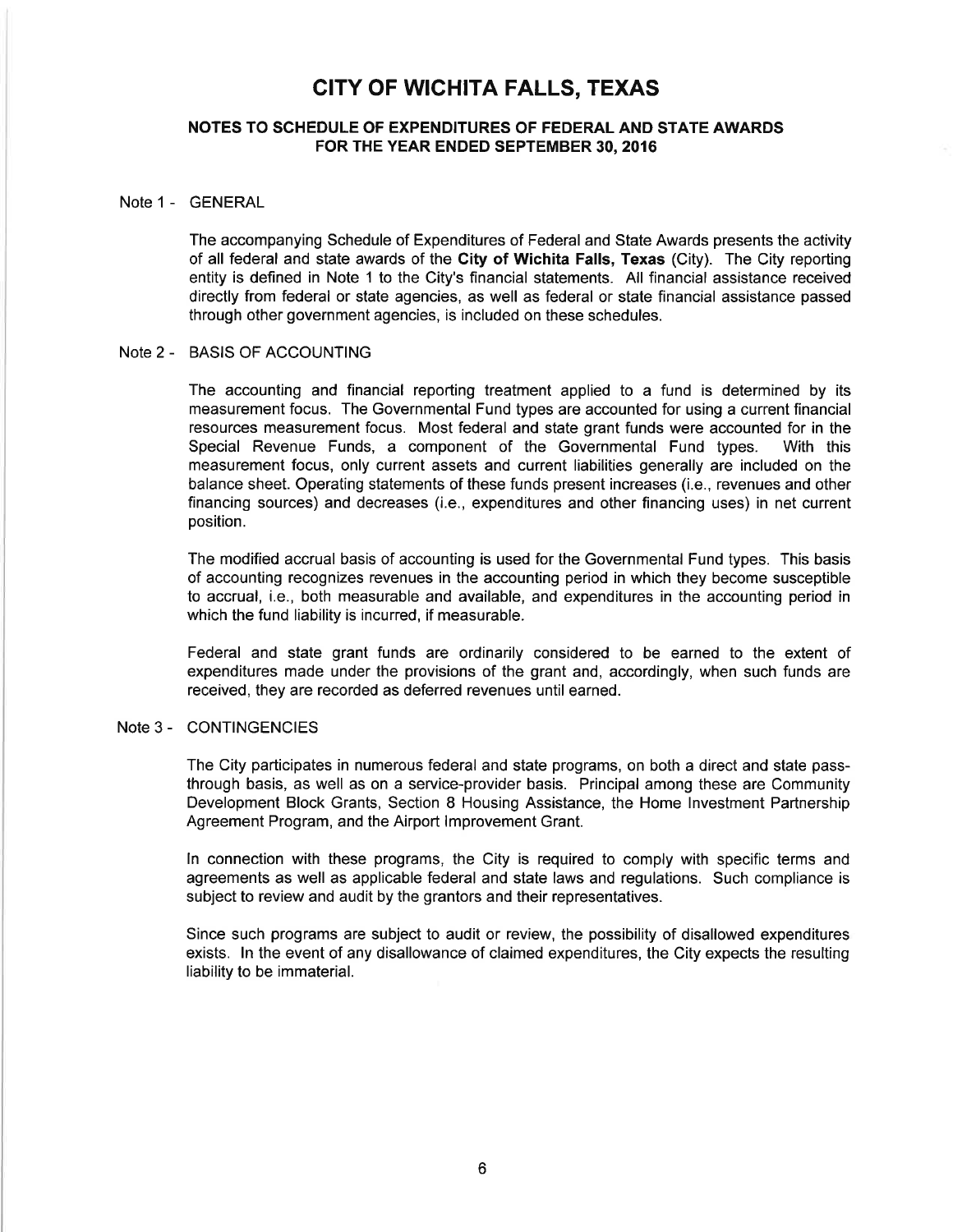# CITY OF WICHITA FALLS, TEXAS

## NOTES TO SCHEDULE OF EXPENDITURES OF FEDERAL AND STATE AWARDS FOR THE YEAR ENDED SEPTEMBER 30, 2016

### Note 1 - GENERAL

The accompanying Schedule of Expenditures of Federal and State Awards presents the activity of all federal and state awards of the **City of Wichita Falls, Texas** (City). The City reporting entity is defined in Note 1 to the City's financial statements. All financial assistance received directly from federal or state agencies, as well as federal or state financial assistance passed through other government agencies, is included on these schedules.

### Note 2 - BASIS OF ACCOUNTING

The accounting and financial reporting treatment applied to a fund is determined by its measurement focus. The Governmental Fund types are accounted for using a current financial resources measurement focus. Most federal and state grant funds were accounted for in the Special Revenue Funds, a component of the Governmental Fund types. With this measurement focus, only current assets and current liabilities generally are included on the balance sheet. Operating statements of these funds present increases (i.e., revenues and other financing sources) and decreases (i.e., expenditures and other financing uses) in net current position.

The modified accrual basis of accounting is used for the Governmental Fund types. This basis of accounting recognizes revenues in the accounting period in which they become susceptible to accrual, i.e., both measurable and available, and expenditures in the accounting period in which the fund liability is incurred, if measurable.

Federal and state grant funds are ordinarily considered to be earned to the extent of expenditures made under the provisions of the grant and, accordingly, when such funds are received, they are recorded as deferred revenues until earned.

### Note 3 - CONTINGENCIES

The City participates in numerous federal and state programs, on both a direct and state pass-through basis, as well as on a service-provider basis. Principal among these are Community Development Block Grants, Section 8 Housing Assistance, the Home Investment Partnership Agreement Program, and the Airport Improvement Grant.

In connection with these programs, the City is required to comply with specific terms and agreements as well as applicable federal and state laws and regulations. Such compliance is subject to review and audit by the grantors and their representatives.

Since such programs are subject to audit or review, the possibility of disallowed expenditures exists. In the event of any disallowance of claimed expenditures, the City expects the resulting liability to be immaterial.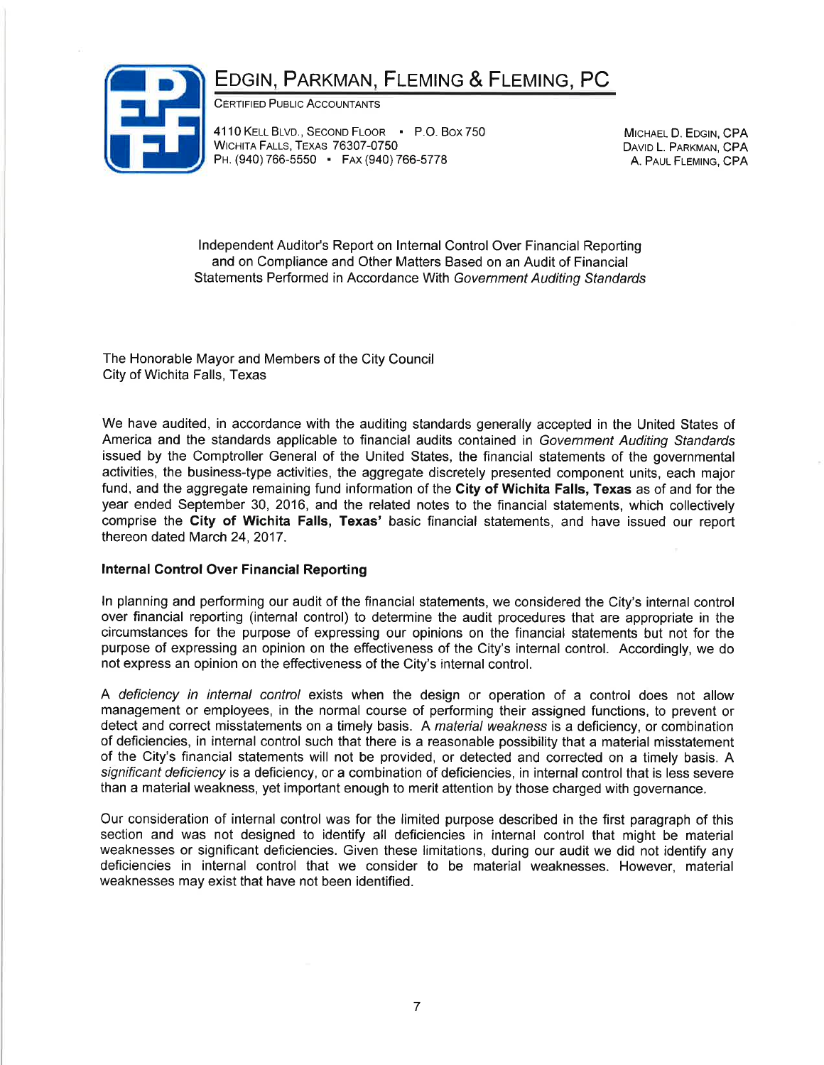# EDGIN, PARKMAN, FLEMING & FLEMING, PC

CERTIFIED PUBLIC ACCOUNTANTS

4110 KELL BLVD., SECOND FLOOR • P.O. BOX 750
WICHITA FALLS, TEXAS 76307-0750
PH. (940) 766-5550 • FAX (940) 766-5778

MICHAEL D. EDGIN, CPA
DAVID L. PARKMAN, CPA
A. PAUL FLEMING, CPA

## Independent Auditor's Report on Internal Control Over Financial Reporting and on Compliance and Other Matters Based on an Audit of Financial Statements Performed in Accordance With *Government Auditing Standards*

The Honorable Mayor and Members of the City Council
City of Wichita Falls, Texas

We have audited, in accordance with the auditing standards generally accepted in the United States of America and the standards applicable to financial audits contained in *Government Auditing Standards* issued by the Comptroller General of the United States, the financial statements of the governmental activities, the business-type activities, the aggregate discretely presented component units, each major fund, and the aggregate remaining fund information of the **City of Wichita Falls, Texas** as of and for the year ended September 30, 2016, and the related notes to the financial statements, which collectively comprise the **City of Wichita Falls, Texas'** basic financial statements, and have issued our report thereon dated March 24, 2017.

### Internal Control Over Financial Reporting

In planning and performing our audit of the financial statements, we considered the City's internal control over financial reporting (internal control) to determine the audit procedures that are appropriate in the circumstances for the purpose of expressing our opinions on the financial statements but not for the purpose of expressing an opinion on the effectiveness of the City's internal control. Accordingly, we do not express an opinion on the effectiveness of the City's internal control.

A *deficiency in internal control* exists when the design or operation of a control does not allow management or employees, in the normal course of performing their assigned functions, to prevent or detect and correct misstatements on a timely basis. A *material weakness* is a deficiency, or combination of deficiencies, in internal control such that there is a reasonable possibility that a material misstatement of the City's financial statements will not be provided, or detected and corrected on a timely basis. A *significant deficiency* is a deficiency, or a combination of deficiencies, in internal control that is less severe than a material weakness, yet important enough to merit attention by those charged with governance.

Our consideration of internal control was for the limited purpose described in the first paragraph of this section and was not designed to identify all deficiencies in internal control that might be material weaknesses or significant deficiencies. Given these limitations, during our audit we did not identify any deficiencies in internal control that we consider to be material weaknesses. However, material weaknesses may exist that have not been identified.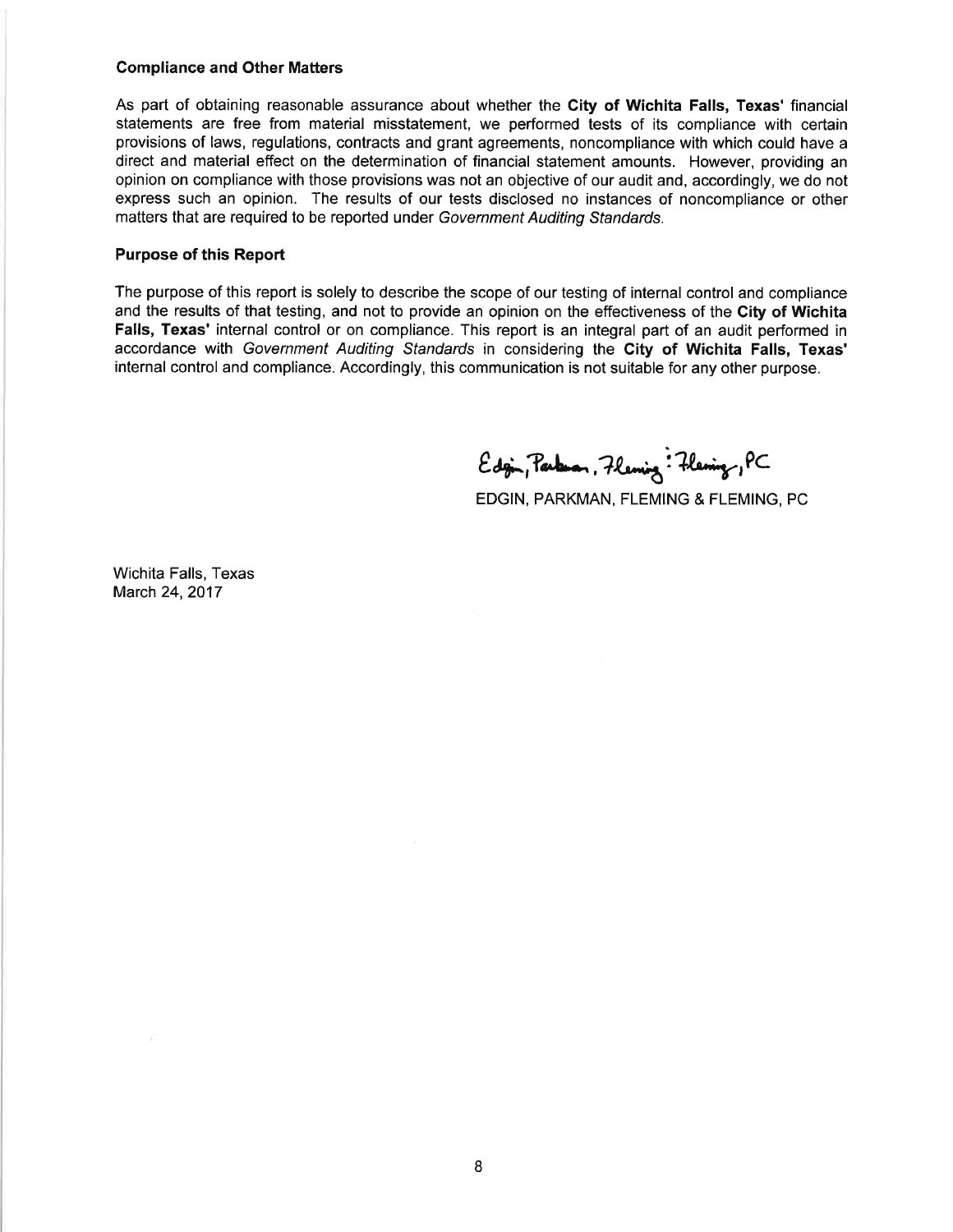### Compliance and Other Matters

As part of obtaining reasonable assurance about whether the **City of Wichita Falls, Texas'** financial statements are free from material misstatement, we performed tests of its compliance with certain provisions of laws, regulations, contracts and grant agreements, noncompliance with which could have a direct and material effect on the determination of financial statement amounts. However, providing an opinion on compliance with those provisions was not an objective of our audit and, accordingly, we do not express such an opinion. The results of our tests disclosed no instances of noncompliance or other matters that are required to be reported under *Government Auditing Standards*.

### Purpose of this Report

The purpose of this report is solely to describe the scope of our testing of internal control and compliance and the results of that testing, and not to provide an opinion on the effectiveness of the **City of Wichita Falls, Texas'** internal control or on compliance. This report is an integral part of an audit performed in accordance with *Government Auditing Standards* in considering the **City of Wichita Falls, Texas'** internal control and compliance. Accordingly, this communication is not suitable for any other purpose.

Edgin, Parkman, Fleming & Fleming, PC

EDGIN, PARKMAN, FLEMING & FLEMING, PC

Wichita Falls, Texas
March 24, 2017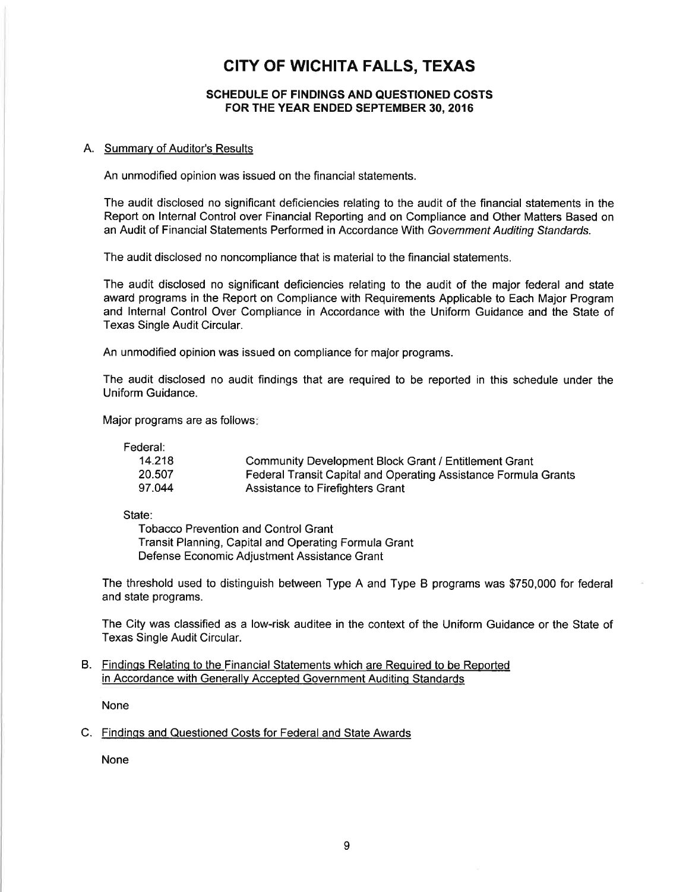# CITY OF WICHITA FALLS, TEXAS

## SCHEDULE OF FINDINGS AND QUESTIONED COSTS
## FOR THE YEAR ENDED SEPTEMBER 30, 2016

### A. Summary of Auditor's Results

An unmodified opinion was issued on the financial statements.

The audit disclosed no significant deficiencies relating to the audit of the financial statements in the Report on Internal Control over Financial Reporting and on Compliance and Other Matters Based on an Audit of Financial Statements Performed in Accordance With *Government Auditing Standards.*

The audit disclosed no noncompliance that is material to the financial statements.

The audit disclosed no significant deficiencies relating to the audit of the major federal and state award programs in the Report on Compliance with Requirements Applicable to Each Major Program and Internal Control Over Compliance in Accordance with the Uniform Guidance and the State of Texas Single Audit Circular.

An unmodified opinion was issued on compliance for major programs.

The audit disclosed no audit findings that are required to be reported in this schedule under the Uniform Guidance.

Major programs are as follows:

Federal:

| | |
|---|---|
| 14.218 | Community Development Block Grant / Entitlement Grant |
| 20.507 | Federal Transit Capital and Operating Assistance Formula Grants |
| 97.044 | Assistance to Firefighters Grant |

State:

- Tobacco Prevention and Control Grant
- Transit Planning, Capital and Operating Formula Grant
- Defense Economic Adjustment Assistance Grant

The threshold used to distinguish between Type A and Type B programs was $750,000 for federal and state programs.

The City was classified as a low-risk auditee in the context of the Uniform Guidance or the State of Texas Single Audit Circular.

### B. Findings Relating to the Financial Statements which are Required to be Reported in Accordance with Generally Accepted Government Auditing Standards

None

### C. Findings and Questioned Costs for Federal and State Awards

None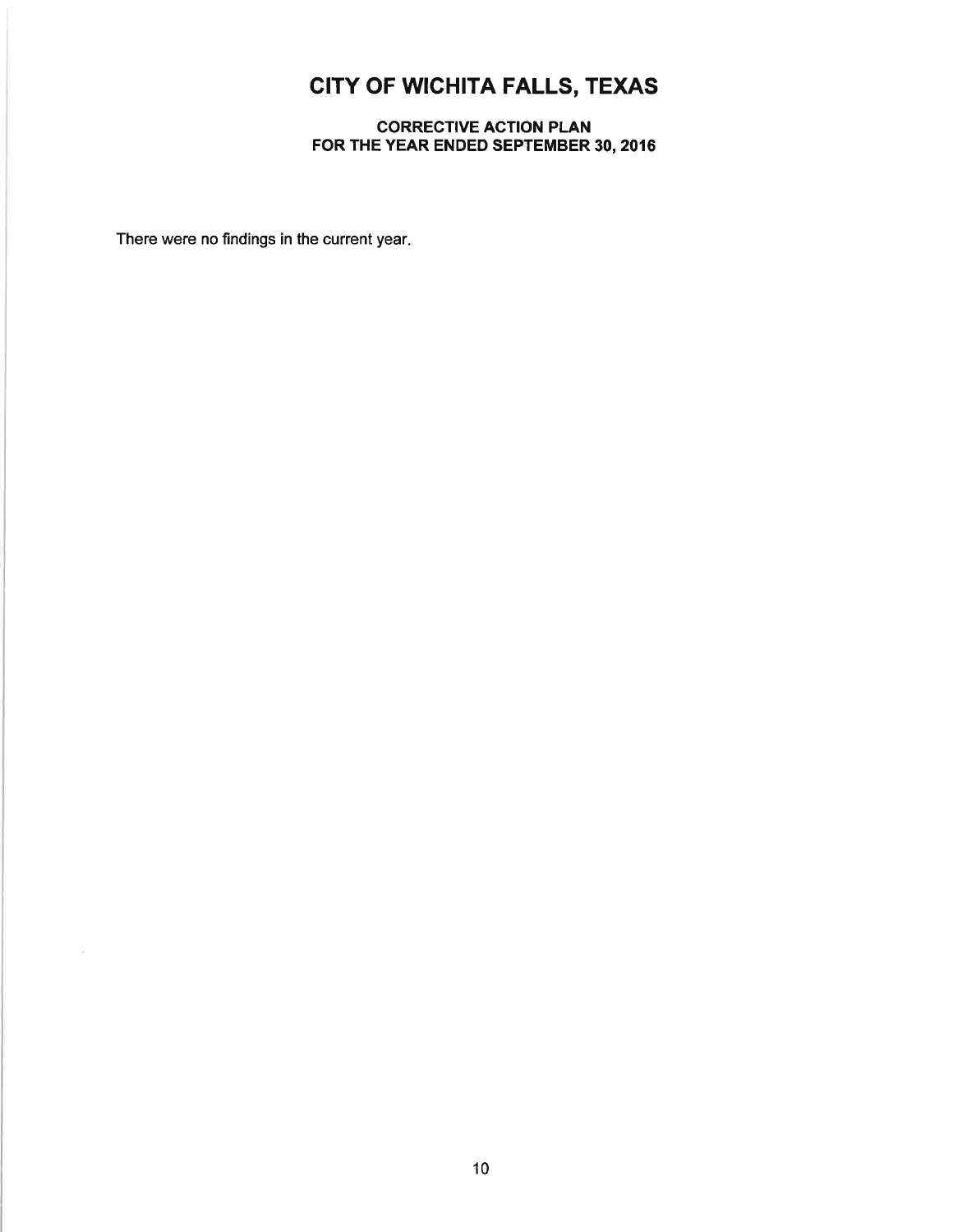# CITY OF WICHITA FALLS, TEXAS

## CORRECTIVE ACTION PLAN
## FOR THE YEAR ENDED SEPTEMBER 30, 2016

There were no findings in the current year.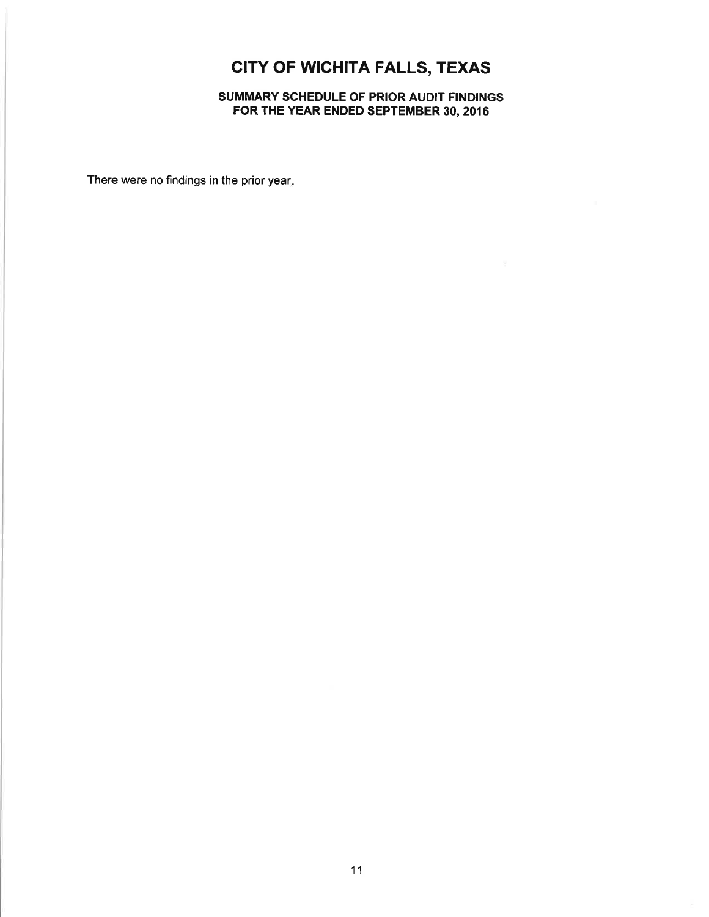# CITY OF WICHITA FALLS, TEXAS

## SUMMARY SCHEDULE OF PRIOR AUDIT FINDINGS FOR THE YEAR ENDED SEPTEMBER 30, 2016

There were no findings in the prior year.